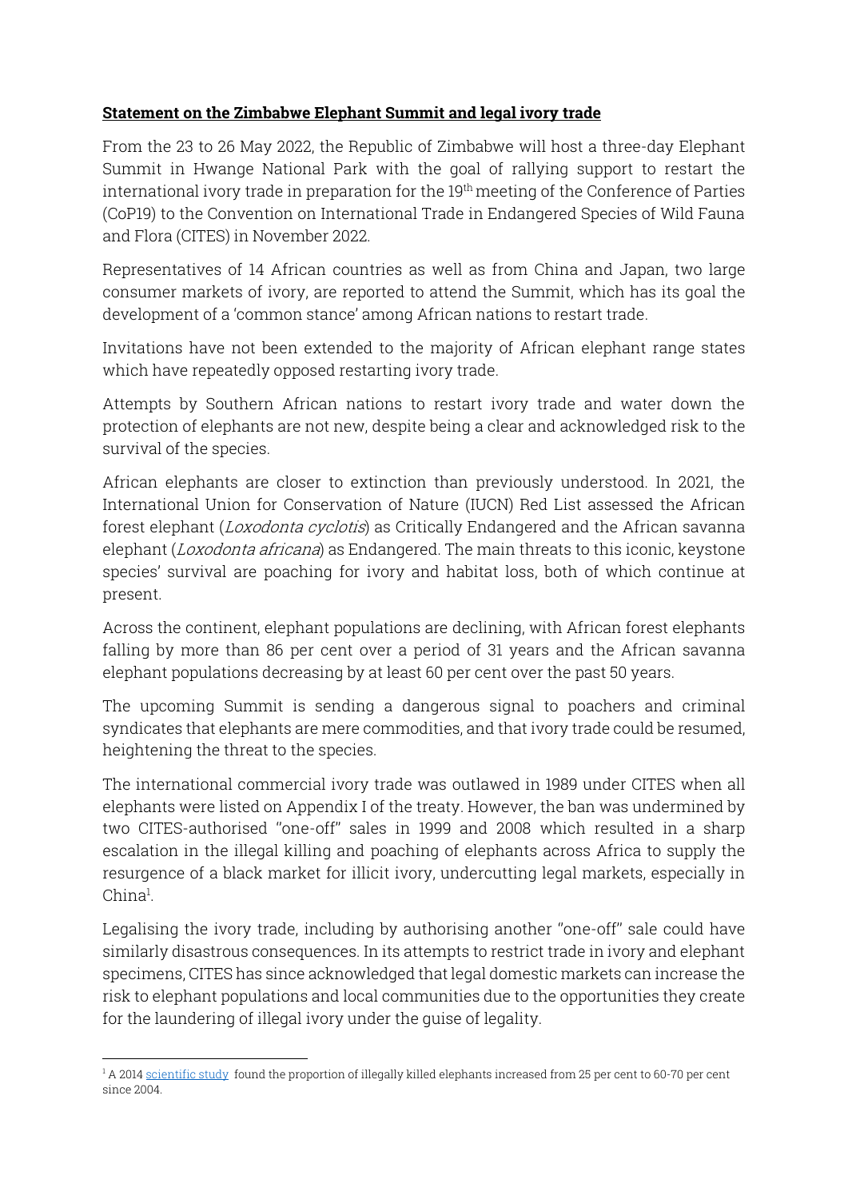**Statement on the Zimbabwe Elephant Summit and legal ivory trade**

From the 23 to 26 May 2022, the Republic of Zimbabwe will host a three-day Elephant Summit in Hwange National Park with the goal of rallying support to restart the international ivory trade in preparation for the 19th meeting of the Conference of Parties (CoP19) to the Convention on International Trade in Endangered Species of Wild Fauna and Flora (CITES) in November 2022.

Representatives of 14 African countries as well as from China and Japan, two large consumer markets of ivory, are reported to attend the Summit, which has its goal the development of a 'common stance' among African nations to restart trade.

Invitations have not been extended to the majority of African elephant range states which have repeatedly opposed restarting ivory trade.

Attempts by Southern African nations to restart ivory trade and water down the protection of elephants are not new, despite being a clear and acknowledged risk to the survival of the species.

African elephants are closer to extinction than previously understood. In 2021, the International Union for Conservation of Nature (IUCN) Red List assessed the African forest elephant (*Loxodonta cyclotis*) as Critically Endangered and the African savanna elephant (*Loxodonta africana*) as Endangered. The main threats to this iconic, keystone species' survival are poaching for ivory and habitat loss, both of which continue at present.

Across the continent, elephant populations are declining, with African forest elephants falling by more than 86 per cent over a period of 31 years and the African savanna elephant populations decreasing by at least 60 per cent over the past 50 years.

The upcoming Summit is sending a dangerous signal to poachers and criminal syndicates that elephants are mere commodities, and that ivory trade could be resumed, heightening the threat to the species.

The international commercial ivory trade was outlawed in 1989 under CITES when all elephants were listed on Appendix I of the treaty. However, the ban was undermined by two CITES-authorised "one-off" sales in 1999 and 2008 which resulted in a sharp escalation in the illegal killing and poaching of elephants across Africa to supply the resurgence of a black market for illicit ivory, undercutting legal markets, especially in China[1].

Legalising the ivory trade, including by authorising another "one-off" sale could have similarly disastrous consequences. In its attempts to restrict trade in ivory and elephant specimens, CITES has since acknowledged that legal domestic markets can increase the risk to elephant populations and local communities due to the opportunities they create for the laundering of illegal ivory under the guise of legality.

---

[1] A 2014 scientific study found the proportion of illegally killed elephants increased from 25 per cent to 60-70 per cent since 2004.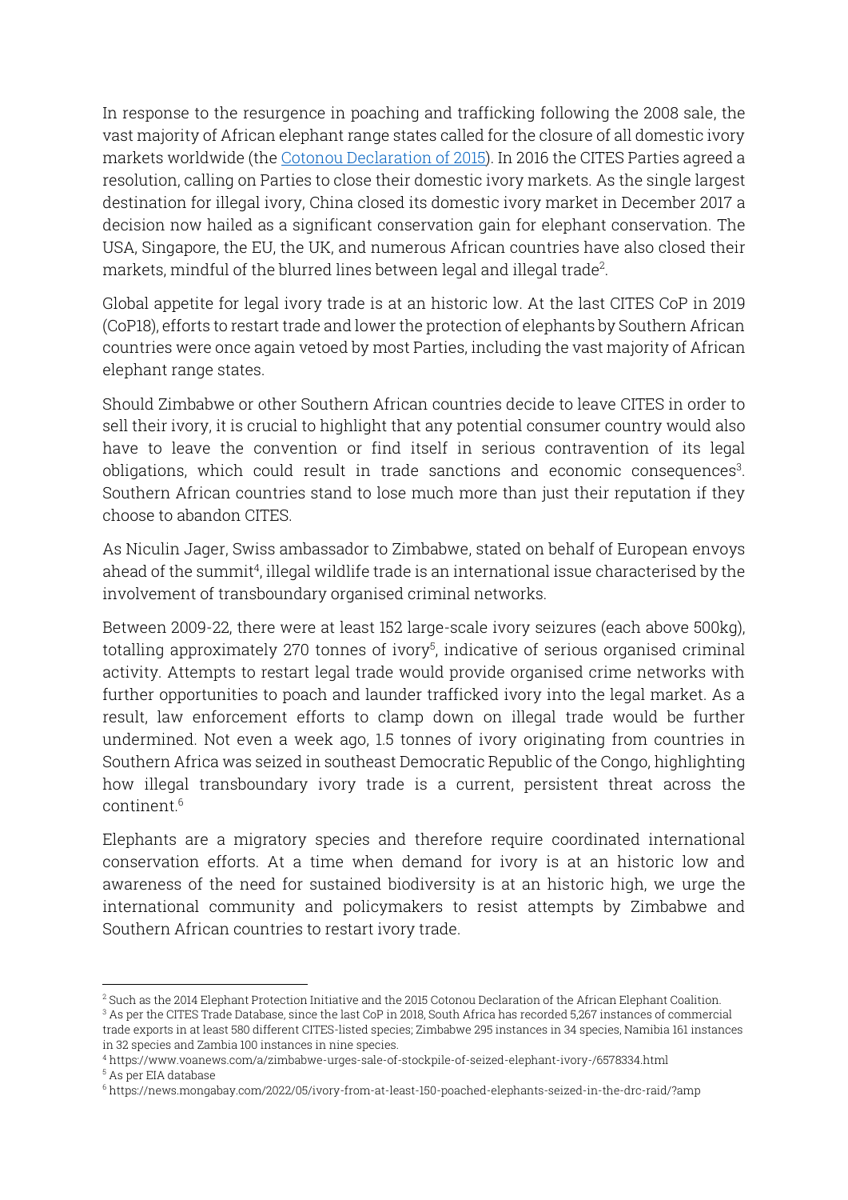In response to the resurgence in poaching and trafficking following the 2008 sale, the vast majority of African elephant range states called for the closure of all domestic ivory markets worldwide (the Cotonou Declaration of 2015). In 2016 the CITES Parties agreed a resolution, calling on Parties to close their domestic ivory markets. As the single largest destination for illegal ivory, China closed its domestic ivory market in December 2017 a decision now hailed as a significant conservation gain for elephant conservation. The USA, Singapore, the EU, the UK, and numerous African countries have also closed their markets, mindful of the blurred lines between legal and illegal trade[2].

Global appetite for legal ivory trade is at an historic low. At the last CITES CoP in 2019 (CoP18), efforts to restart trade and lower the protection of elephants by Southern African countries were once again vetoed by most Parties, including the vast majority of African elephant range states.

Should Zimbabwe or other Southern African countries decide to leave CITES in order to sell their ivory, it is crucial to highlight that any potential consumer country would also have to leave the convention or find itself in serious contravention of its legal obligations, which could result in trade sanctions and economic consequences[3]. Southern African countries stand to lose much more than just their reputation if they choose to abandon CITES.

As Niculin Jager, Swiss ambassador to Zimbabwe, stated on behalf of European envoys ahead of the summit[4], illegal wildlife trade is an international issue characterised by the involvement of transboundary organised criminal networks.

Between 2009-22, there were at least 152 large-scale ivory seizures (each above 500kg), totalling approximately 270 tonnes of ivory[5], indicative of serious organised criminal activity. Attempts to restart legal trade would provide organised crime networks with further opportunities to poach and launder trafficked ivory into the legal market. As a result, law enforcement efforts to clamp down on illegal trade would be further undermined. Not even a week ago, 1.5 tonnes of ivory originating from countries in Southern Africa was seized in southeast Democratic Republic of the Congo, highlighting how illegal transboundary ivory trade is a current, persistent threat across the continent.[6]

Elephants are a migratory species and therefore require coordinated international conservation efforts. At a time when demand for ivory is at an historic low and awareness of the need for sustained biodiversity is at an historic high, we urge the international community and policymakers to resist attempts by Zimbabwe and Southern African countries to restart ivory trade.

---

[2] Such as the 2014 Elephant Protection Initiative and the 2015 Cotonou Declaration of the African Elephant Coalition.

[3] As per the CITES Trade Database, since the last CoP in 2018, South Africa has recorded 5,267 instances of commercial trade exports in at least 580 different CITES-listed species; Zimbabwe 295 instances in 34 species, Namibia 161 instances in 32 species and Zambia 100 instances in nine species.

[4] https://www.voanews.com/a/zimbabwe-urges-sale-of-stockpile-of-seized-elephant-ivory-/6578334.html

[5] As per EIA database

[6] https://news.mongabay.com/2022/05/ivory-from-at-least-150-poached-elephants-seized-in-the-drc-raid/?amp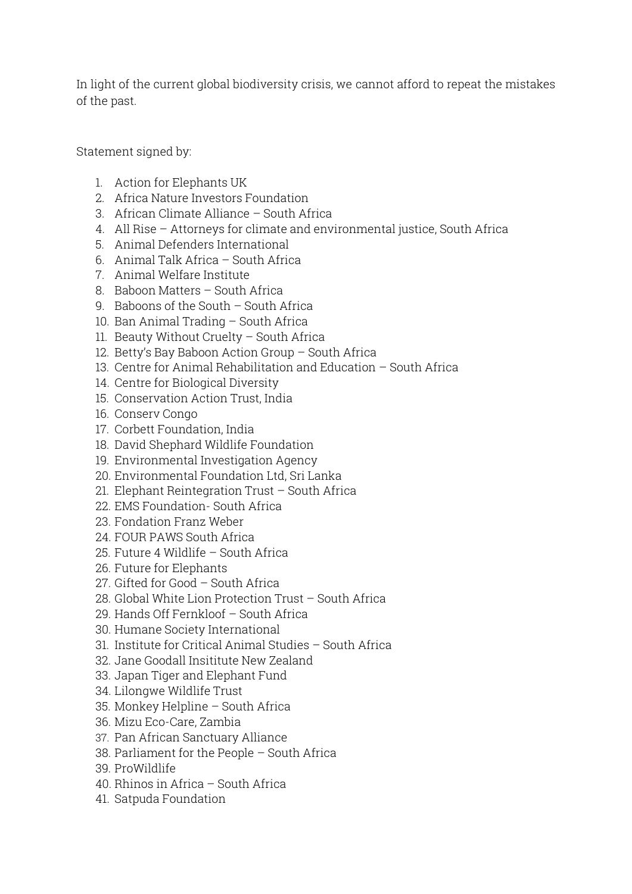In light of the current global biodiversity crisis, we cannot afford to repeat the mistakes of the past.

Statement signed by:

1. Action for Elephants UK
2. Africa Nature Investors Foundation
3. African Climate Alliance – South Africa
4. All Rise – Attorneys for climate and environmental justice, South Africa
5. Animal Defenders International
6. Animal Talk Africa – South Africa
7. Animal Welfare Institute
8. Baboon Matters – South Africa
9. Baboons of the South – South Africa
10. Ban Animal Trading – South Africa
11. Beauty Without Cruelty – South Africa
12. Betty's Bay Baboon Action Group – South Africa
13. Centre for Animal Rehabilitation and Education – South Africa
14. Centre for Biological Diversity
15. Conservation Action Trust, India
16. Conserv Congo
17. Corbett Foundation, India
18. David Shephard Wildlife Foundation
19. Environmental Investigation Agency
20. Environmental Foundation Ltd, Sri Lanka
21. Elephant Reintegration Trust – South Africa
22. EMS Foundation- South Africa
23. Fondation Franz Weber
24. FOUR PAWS South Africa
25. Future 4 Wildlife – South Africa
26. Future for Elephants
27. Gifted for Good – South Africa
28. Global White Lion Protection Trust – South Africa
29. Hands Off Fernkloof – South Africa
30. Humane Society International
31. Institute for Critical Animal Studies – South Africa
32. Jane Goodall Insititute New Zealand
33. Japan Tiger and Elephant Fund
34. Lilongwe Wildlife Trust
35. Monkey Helpline – South Africa
36. Mizu Eco-Care, Zambia
37. Pan African Sanctuary Alliance
38. Parliament for the People – South Africa
39. ProWildlife
40. Rhinos in Africa – South Africa
41. Satpuda Foundation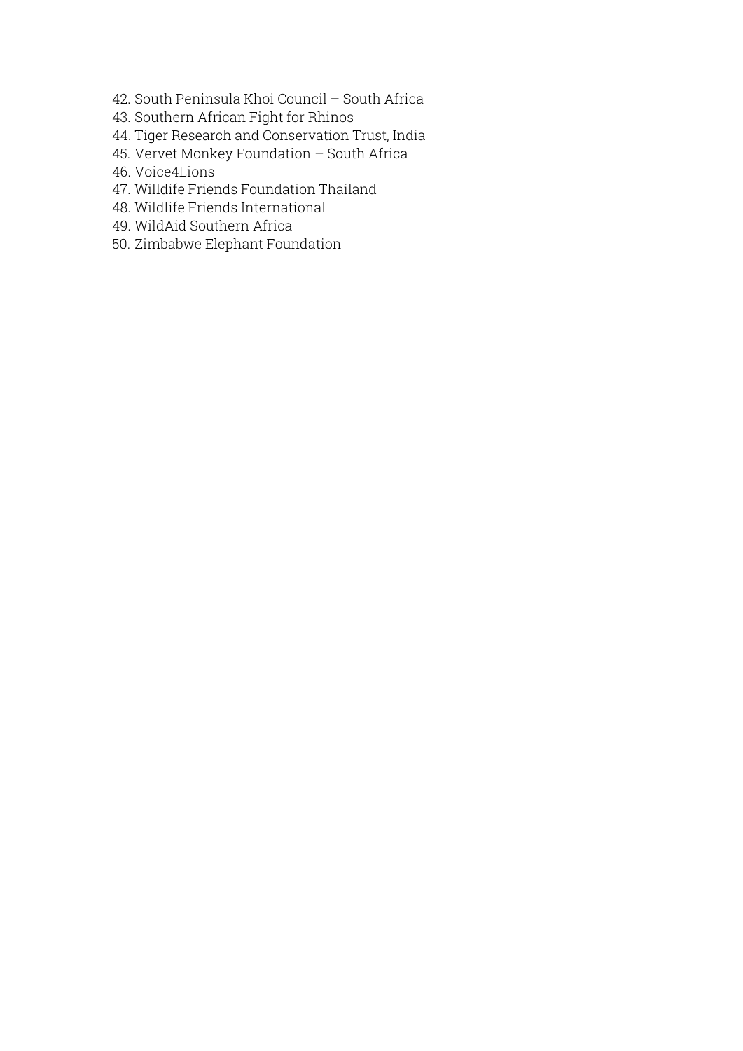42. South Peninsula Khoi Council – South Africa
43. Southern African Fight for Rhinos
44. Tiger Research and Conservation Trust, India
45. Vervet Monkey Foundation – South Africa
46. Voice4Lions
47. Willdife Friends Foundation Thailand
48. Wildlife Friends International
49. WildAid Southern Africa
50. Zimbabwe Elephant Foundation